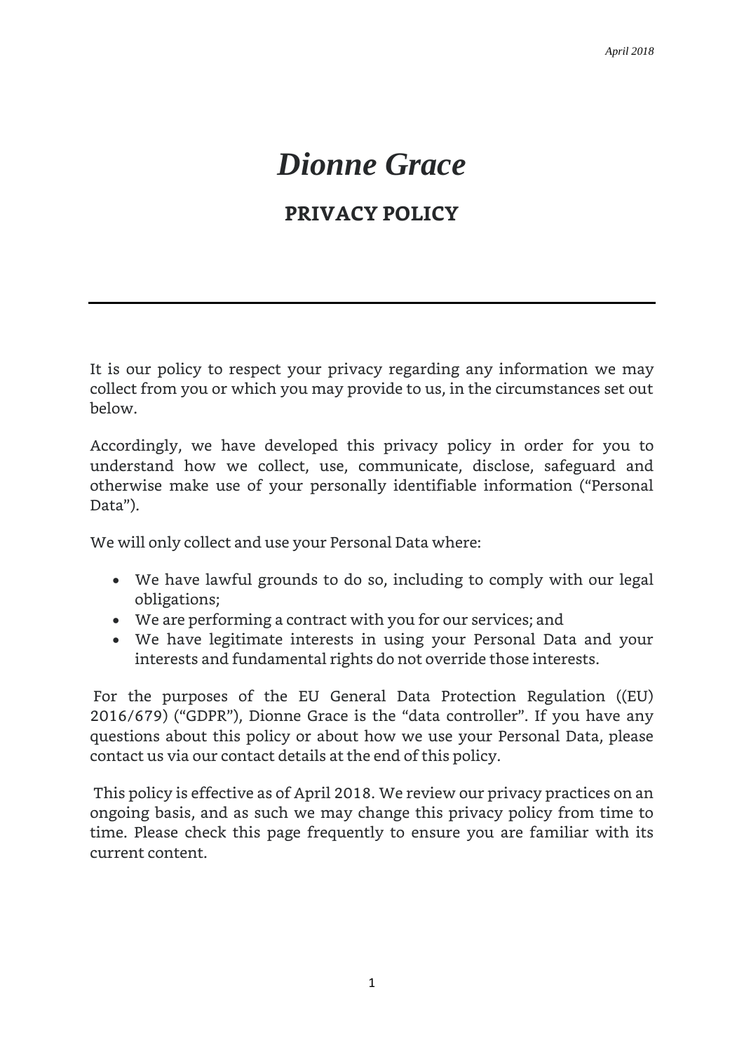*April 2018*

# *Dionne Grace*

## PRIVACY POLICY

---

It is our policy to respect your privacy regarding any information we may collect from you or which you may provide to us, in the circumstances set out below.

Accordingly, we have developed this privacy policy in order for you to understand how we collect, use, communicate, disclose, safeguard and otherwise make use of your personally identifiable information ("Personal Data").

We will only collect and use your Personal Data where:

- We have lawful grounds to do so, including to comply with our legal obligations;
- We are performing a contract with you for our services; and
- We have legitimate interests in using your Personal Data and your interests and fundamental rights do not override those interests.

For the purposes of the EU General Data Protection Regulation ((EU) 2016/679) ("GDPR"), Dionne Grace is the "data controller". If you have any questions about this policy or about how we use your Personal Data, please contact us via our contact details at the end of this policy.

This policy is effective as of April 2018. We review our privacy practices on an ongoing basis, and as such we may change this privacy policy from time to time. Please check this page frequently to ensure you are familiar with its current content.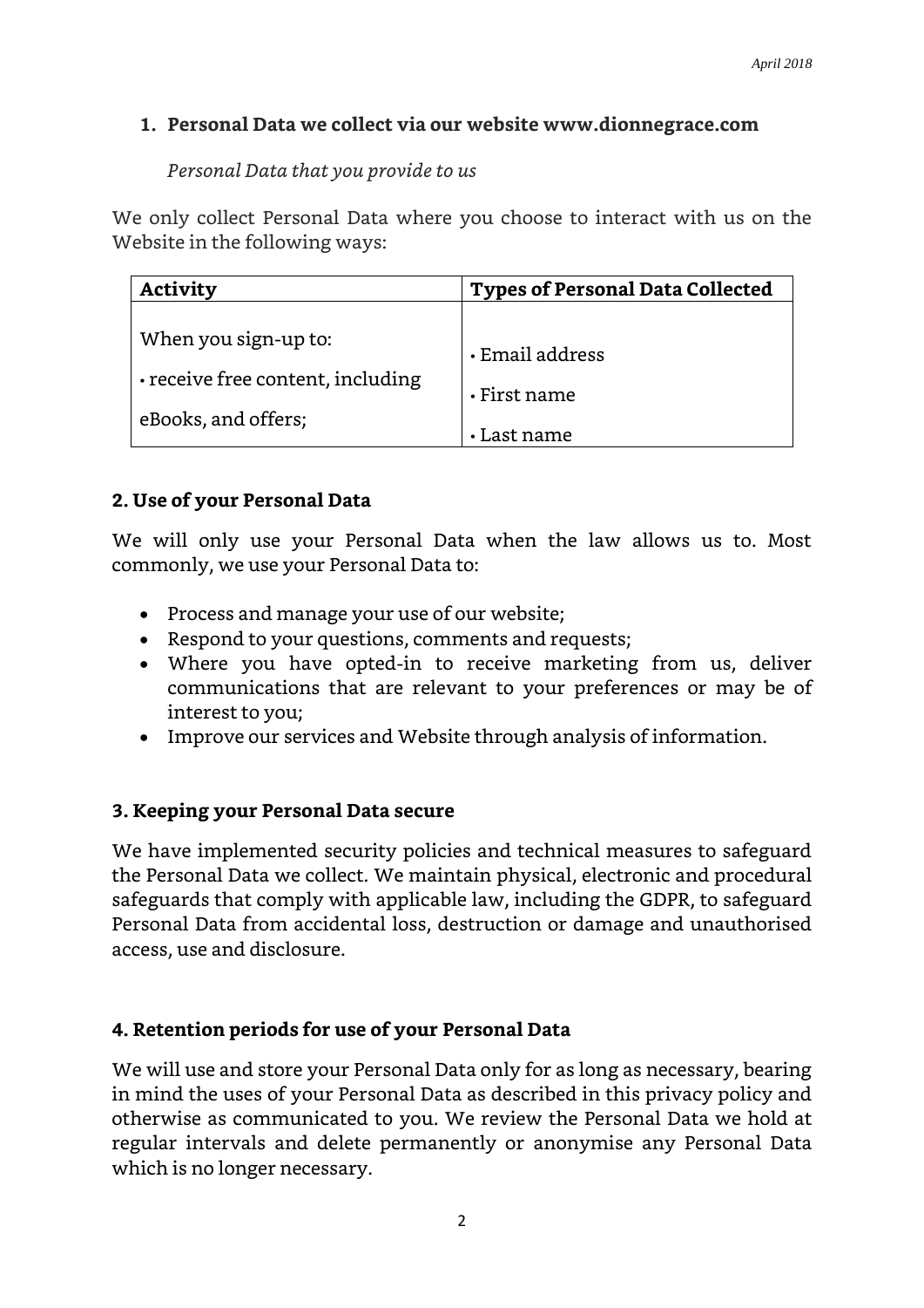## 1. Personal Data we collect via our website www.dionnegrace.com

*Personal Data that you provide to us*

We only collect Personal Data where you choose to interact with us on the Website in the following ways:

| Activity | Types of Personal Data Collected |
| --- | --- |
| When you sign-up to:<br>• receive free content, including eBooks, and offers; | • Email address<br>• First name<br>• Last name |

## 2. Use of your Personal Data

We will only use your Personal Data when the law allows us to. Most commonly, we use your Personal Data to:

- Process and manage your use of our website;
- Respond to your questions, comments and requests;
- Where you have opted-in to receive marketing from us, deliver communications that are relevant to your preferences or may be of interest to you;
- Improve our services and Website through analysis of information.

## 3. Keeping your Personal Data secure

We have implemented security policies and technical measures to safeguard the Personal Data we collect. We maintain physical, electronic and procedural safeguards that comply with applicable law, including the GDPR, to safeguard Personal Data from accidental loss, destruction or damage and unauthorised access, use and disclosure.

## 4. Retention periods for use of your Personal Data

We will use and store your Personal Data only for as long as necessary, bearing in mind the uses of your Personal Data as described in this privacy policy and otherwise as communicated to you. We review the Personal Data we hold at regular intervals and delete permanently or anonymise any Personal Data which is no longer necessary.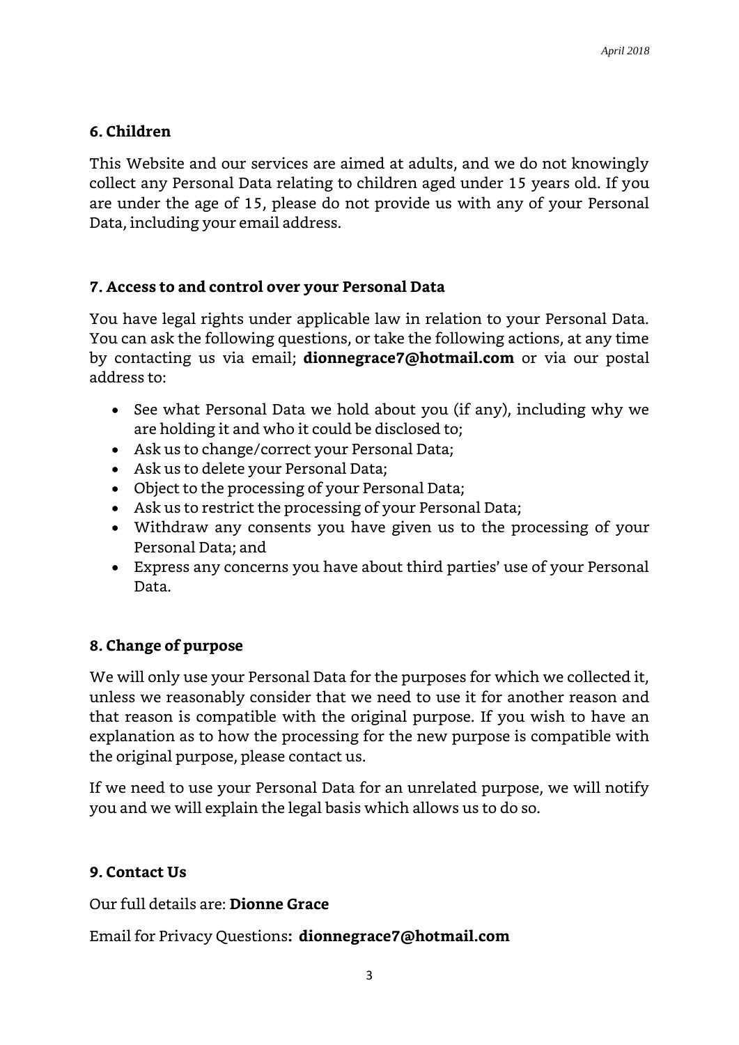## 6. Children

This Website and our services are aimed at adults, and we do not knowingly collect any Personal Data relating to children aged under 15 years old. If you are under the age of 15, please do not provide us with any of your Personal Data, including your email address.

## 7. Access to and control over your Personal Data

You have legal rights under applicable law in relation to your Personal Data. You can ask the following questions, or take the following actions, at any time by contacting us via email; **dionnegrace7@hotmail.com** or via our postal address to:

- See what Personal Data we hold about you (if any), including why we are holding it and who it could be disclosed to;
- Ask us to change/correct your Personal Data;
- Ask us to delete your Personal Data;
- Object to the processing of your Personal Data;
- Ask us to restrict the processing of your Personal Data;
- Withdraw any consents you have given us to the processing of your Personal Data; and
- Express any concerns you have about third parties' use of your Personal Data.

## 8. Change of purpose

We will only use your Personal Data for the purposes for which we collected it, unless we reasonably consider that we need to use it for another reason and that reason is compatible with the original purpose. If you wish to have an explanation as to how the processing for the new purpose is compatible with the original purpose, please contact us.

If we need to use your Personal Data for an unrelated purpose, we will notify you and we will explain the legal basis which allows us to do so.

## 9. Contact Us

Our full details are: **Dionne Grace**

Email for Privacy Questions**: dionnegrace7@hotmail.com**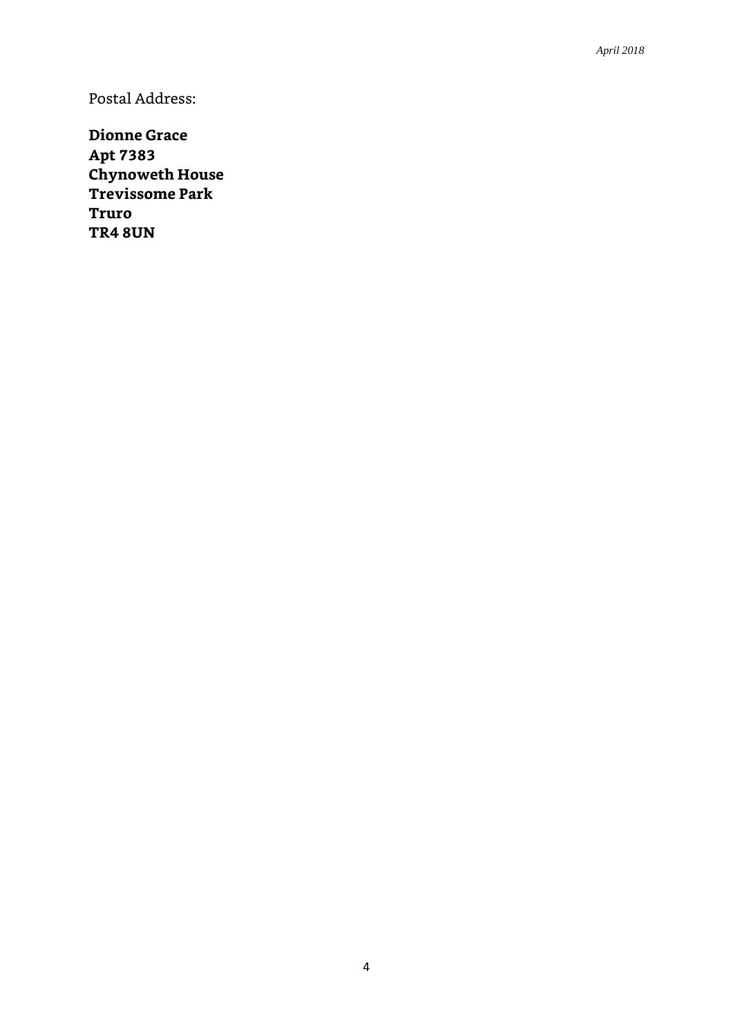Postal Address:

**Dionne Grace**
**Apt 7383**
**Chynoweth House**
**Trevissome Park**
**Truro**
**TR4 8UN**